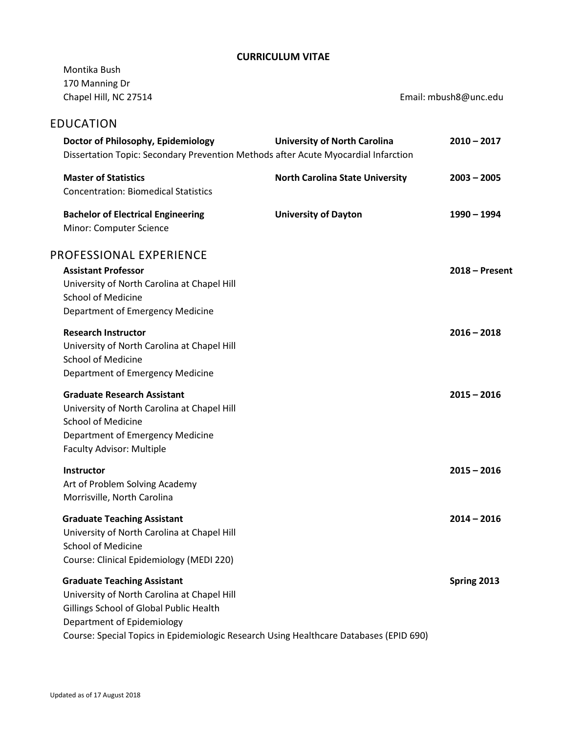# CURRICULUM VITAE

Montika Bush
170 Manning Dr
Chapel Hill, NC 27514

Email: mbush8@unc.edu

## EDUCATION

**Doctor of Philosophy, Epidemiology** | **University of North Carolina** | **2010 – 2017**
Dissertation Topic: Secondary Prevention Methods after Acute Myocardial Infarction

**Master of Statistics** | **North Carolina State University** | **2003 – 2005**
Concentration: Biomedical Statistics

**Bachelor of Electrical Engineering** | **University of Dayton** | **1990 – 1994**
Minor: Computer Science

## PROFESSIONAL EXPERIENCE

**Assistant Professor** — **2018 – Present**
University of North Carolina at Chapel Hill
School of Medicine
Department of Emergency Medicine

**Research Instructor** — **2016 – 2018**
University of North Carolina at Chapel Hill
School of Medicine
Department of Emergency Medicine

**Graduate Research Assistant** — **2015 – 2016**
University of North Carolina at Chapel Hill
School of Medicine
Department of Emergency Medicine
Faculty Advisor: Multiple

**Instructor** — **2015 – 2016**
Art of Problem Solving Academy
Morrisville, North Carolina

**Graduate Teaching Assistant** — **2014 – 2016**
University of North Carolina at Chapel Hill
School of Medicine
Course: Clinical Epidemiology (MEDI 220)

**Graduate Teaching Assistant** — **Spring 2013**
University of North Carolina at Chapel Hill
Gillings School of Global Public Health
Department of Epidemiology
Course: Special Topics in Epidemiologic Research Using Healthcare Databases (EPID 690)

Updated as of 17 August 2018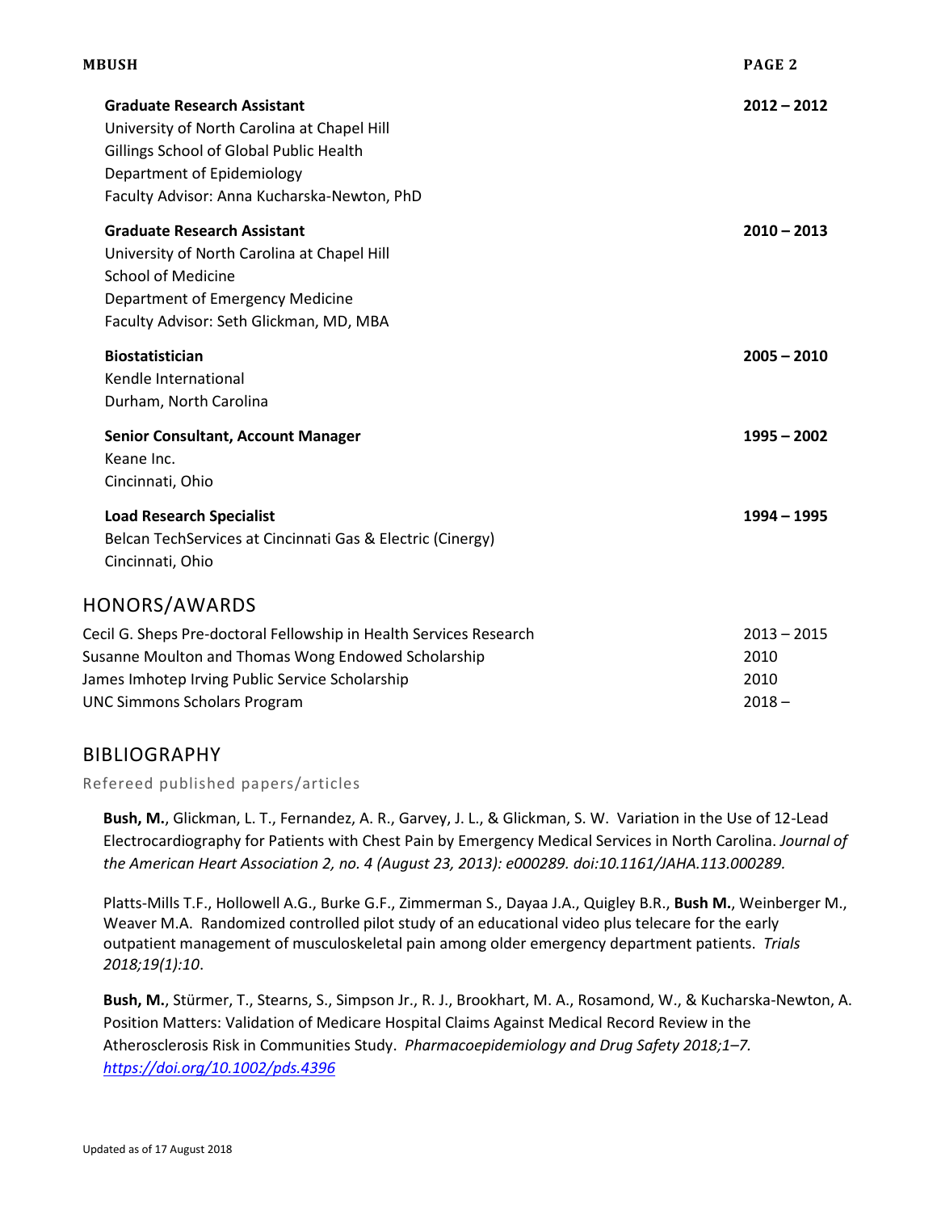**Graduate Research Assistant** **2012 – 2012**
University of North Carolina at Chapel Hill
Gillings School of Global Public Health
Department of Epidemiology
Faculty Advisor: Anna Kucharska-Newton, PhD

**Graduate Research Assistant** **2010 – 2013**
University of North Carolina at Chapel Hill
School of Medicine
Department of Emergency Medicine
Faculty Advisor: Seth Glickman, MD, MBA

**Biostatistician** **2005 – 2010**
Kendle International
Durham, North Carolina

**Senior Consultant, Account Manager** **1995 – 2002**
Keane Inc.
Cincinnati, Ohio

**Load Research Specialist** **1994 – 1995**
Belcan TechServices at Cincinnati Gas & Electric (Cinergy)
Cincinnati, Ohio

## HONORS/AWARDS

| | |
|---|---|
| Cecil G. Sheps Pre-doctoral Fellowship in Health Services Research | 2013 – 2015 |
| Susanne Moulton and Thomas Wong Endowed Scholarship | 2010 |
| James Imhotep Irving Public Service Scholarship | 2010 |
| UNC Simmons Scholars Program | 2018 – |

## BIBLIOGRAPHY

### Refereed published papers/articles

**Bush, M.**, Glickman, L. T., Fernandez, A. R., Garvey, J. L., & Glickman, S. W. Variation in the Use of 12-Lead Electrocardiography for Patients with Chest Pain by Emergency Medical Services in North Carolina. *Journal of the American Heart Association 2, no. 4 (August 23, 2013): e000289. doi:10.1161/JAHA.113.000289.*

Platts-Mills T.F., Hollowell A.G., Burke G.F., Zimmerman S., Dayaa J.A., Quigley B.R., **Bush M.**, Weinberger M., Weaver M.A. Randomized controlled pilot study of an educational video plus telecare for the early outpatient management of musculoskeletal pain among older emergency department patients. *Trials 2018;19(1):10*.

**Bush, M.**, Stürmer, T., Stearns, S., Simpson Jr., R. J., Brookhart, M. A., Rosamond, W., & Kucharska-Newton, A. Position Matters: Validation of Medicare Hospital Claims Against Medical Record Review in the Atherosclerosis Risk in Communities Study. *Pharmacoepidemiology and Drug Safety 2018;1–7. https://doi.org/10.1002/pds.4396*

Updated as of 17 August 2018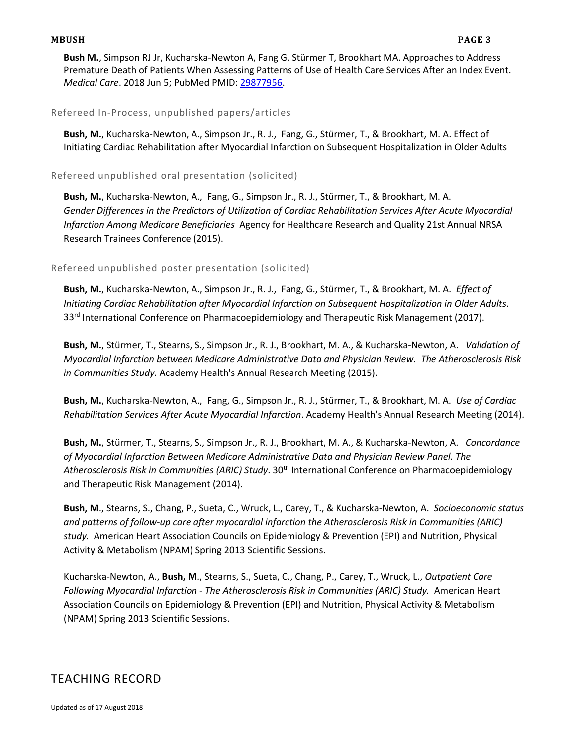**Bush M.**, Simpson RJ Jr, Kucharska-Newton A, Fang G, Stürmer T, Brookhart MA. Approaches to Address Premature Death of Patients When Assessing Patterns of Use of Health Care Services After an Index Event. *Medical Care*. 2018 Jun 5; PubMed PMID: 29877956.

### Refereed In-Process, unpublished papers/articles

**Bush, M.**, Kucharska-Newton, A., Simpson Jr., R. J., Fang, G., Stürmer, T., & Brookhart, M. A. Effect of Initiating Cardiac Rehabilitation after Myocardial Infarction on Subsequent Hospitalization in Older Adults

### Refereed unpublished oral presentation (solicited)

**Bush, M.**, Kucharska-Newton, A., Fang, G., Simpson Jr., R. J., Stürmer, T., & Brookhart, M. A. *Gender Differences in the Predictors of Utilization of Cardiac Rehabilitation Services After Acute Myocardial Infarction Among Medicare Beneficiaries* Agency for Healthcare Research and Quality 21st Annual NRSA Research Trainees Conference (2015).

### Refereed unpublished poster presentation (solicited)

**Bush, M.**, Kucharska-Newton, A., Simpson Jr., R. J., Fang, G., Stürmer, T., & Brookhart, M. A. *Effect of Initiating Cardiac Rehabilitation after Myocardial Infarction on Subsequent Hospitalization in Older Adults*. 33rd International Conference on Pharmacoepidemiology and Therapeutic Risk Management (2017).

**Bush, M.**, Stürmer, T., Stearns, S., Simpson Jr., R. J., Brookhart, M. A., & Kucharska-Newton, A. *Validation of Myocardial Infarction between Medicare Administrative Data and Physician Review. The Atherosclerosis Risk in Communities Study.* Academy Health's Annual Research Meeting (2015).

**Bush, M.**, Kucharska-Newton, A., Fang, G., Simpson Jr., R. J., Stürmer, T., & Brookhart, M. A. *Use of Cardiac Rehabilitation Services After Acute Myocardial Infarction*. Academy Health's Annual Research Meeting (2014).

**Bush, M.**, Stürmer, T., Stearns, S., Simpson Jr., R. J., Brookhart, M. A., & Kucharska-Newton, A. *Concordance of Myocardial Infarction Between Medicare Administrative Data and Physician Review Panel. The Atherosclerosis Risk in Communities (ARIC) Study*. 30th International Conference on Pharmacoepidemiology and Therapeutic Risk Management (2014).

**Bush, M**., Stearns, S., Chang, P., Sueta, C., Wruck, L., Carey, T., & Kucharska-Newton, A. *Socioeconomic status and patterns of follow-up care after myocardial infarction the Atherosclerosis Risk in Communities (ARIC) study.* American Heart Association Councils on Epidemiology & Prevention (EPI) and Nutrition, Physical Activity & Metabolism (NPAM) Spring 2013 Scientific Sessions.

Kucharska-Newton, A., **Bush, M**., Stearns, S., Sueta, C., Chang, P., Carey, T., Wruck, L., *Outpatient Care Following Myocardial Infarction - The Atherosclerosis Risk in Communities (ARIC) Study.* American Heart Association Councils on Epidemiology & Prevention (EPI) and Nutrition, Physical Activity & Metabolism (NPAM) Spring 2013 Scientific Sessions.

## TEACHING RECORD

Updated as of 17 August 2018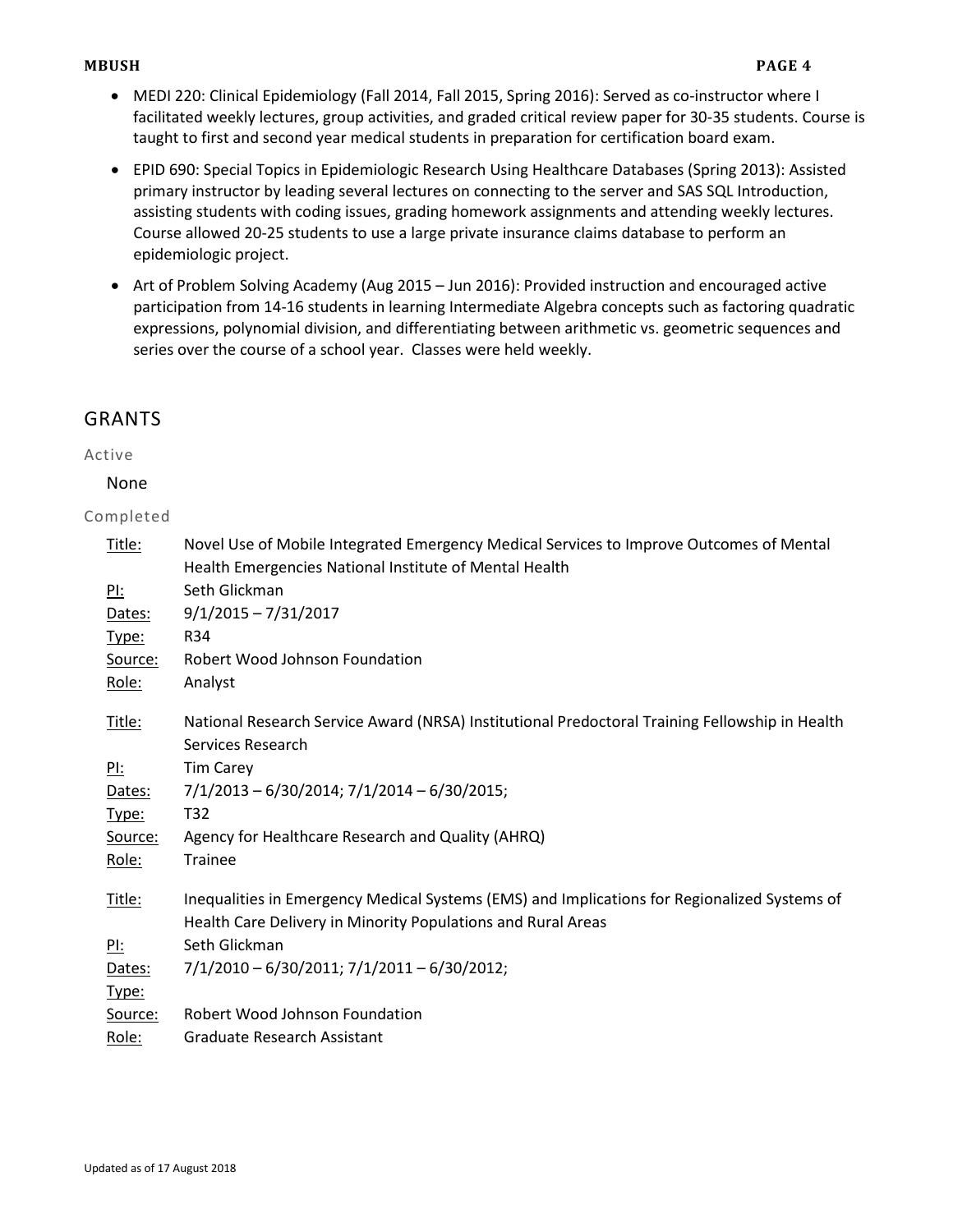- MEDI 220: Clinical Epidemiology (Fall 2014, Fall 2015, Spring 2016): Served as co-instructor where I facilitated weekly lectures, group activities, and graded critical review paper for 30-35 students. Course is taught to first and second year medical students in preparation for certification board exam.
- EPID 690: Special Topics in Epidemiologic Research Using Healthcare Databases (Spring 2013): Assisted primary instructor by leading several lectures on connecting to the server and SAS SQL Introduction, assisting students with coding issues, grading homework assignments and attending weekly lectures. Course allowed 20-25 students to use a large private insurance claims database to perform an epidemiologic project.
- Art of Problem Solving Academy (Aug 2015 – Jun 2016): Provided instruction and encouraged active participation from 14-16 students in learning Intermediate Algebra concepts such as factoring quadratic expressions, polynomial division, and differentiating between arithmetic vs. geometric sequences and series over the course of a school year. Classes were held weekly.

## GRANTS

### Active

None

### Completed

| | |
|---|---|
| Title: | Novel Use of Mobile Integrated Emergency Medical Services to Improve Outcomes of Mental Health Emergencies National Institute of Mental Health |
| PI: | Seth Glickman |
| Dates: | 9/1/2015 – 7/31/2017 |
| Type: | R34 |
| Source: | Robert Wood Johnson Foundation |
| Role: | Analyst |

| | |
|---|---|
| Title: | National Research Service Award (NRSA) Institutional Predoctoral Training Fellowship in Health Services Research |
| PI: | Tim Carey |
| Dates: | 7/1/2013 – 6/30/2014; 7/1/2014 – 6/30/2015; |
| Type: | T32 |
| Source: | Agency for Healthcare Research and Quality (AHRQ) |
| Role: | Trainee |

| | |
|---|---|
| Title: | Inequalities in Emergency Medical Systems (EMS) and Implications for Regionalized Systems of Health Care Delivery in Minority Populations and Rural Areas |
| PI: | Seth Glickman |
| Dates: | 7/1/2010 – 6/30/2011; 7/1/2011 – 6/30/2012; |
| Type: | |
| Source: | Robert Wood Johnson Foundation |
| Role: | Graduate Research Assistant |

Updated as of 17 August 2018